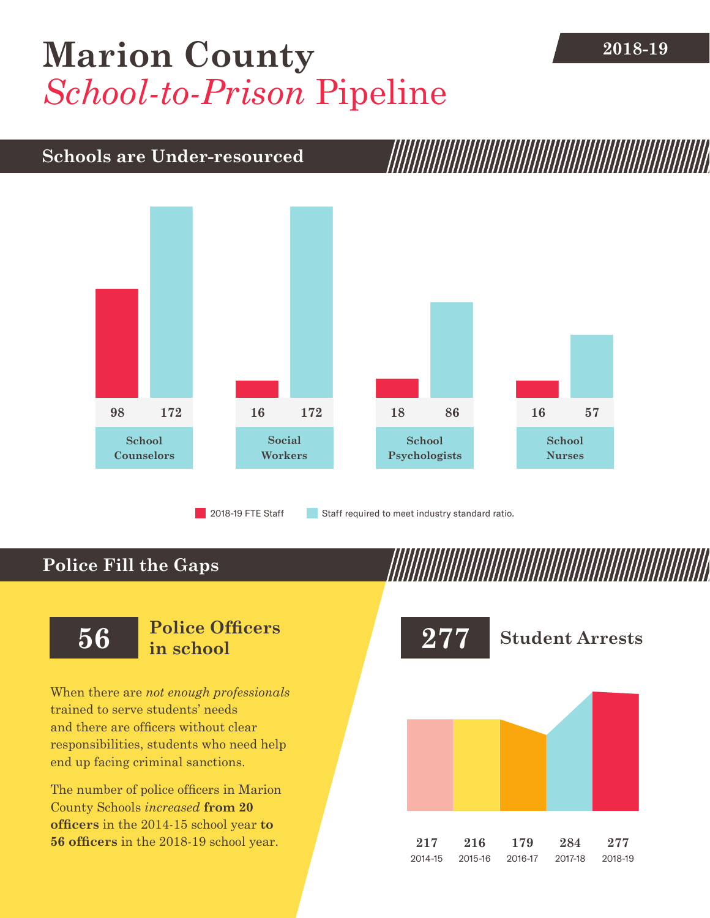# Marion County *School-to-Prison* Pipeline

2018-19

## Schools are Under-resourced

| | School Counselors | Social Workers | School Psychologists | School Nurses |
|---|---|---|---|---|
| 2018-19 FTE Staff | 98 | 16 | 18 | 16 |
| Staff required to meet industry standard ratio. | 172 | 172 | 86 | 57 |

## Police Fill the Gaps

**56** **Police Officers in school**

When there are *not enough professionals* trained to serve students' needs and there are officers without clear responsibilities, students who need help end up facing criminal sanctions.

The number of police officers in Marion County Schools *increased* **from 20 officers** in the 2014-15 school year **to 56 officers** in the 2018-19 school year.

**277** **Student Arrests**

| 2014-15 | 2015-16 | 2016-17 | 2017-18 | 2018-19 |
|---|---|---|---|---|
| 217 | 216 | 179 | 284 | 277 |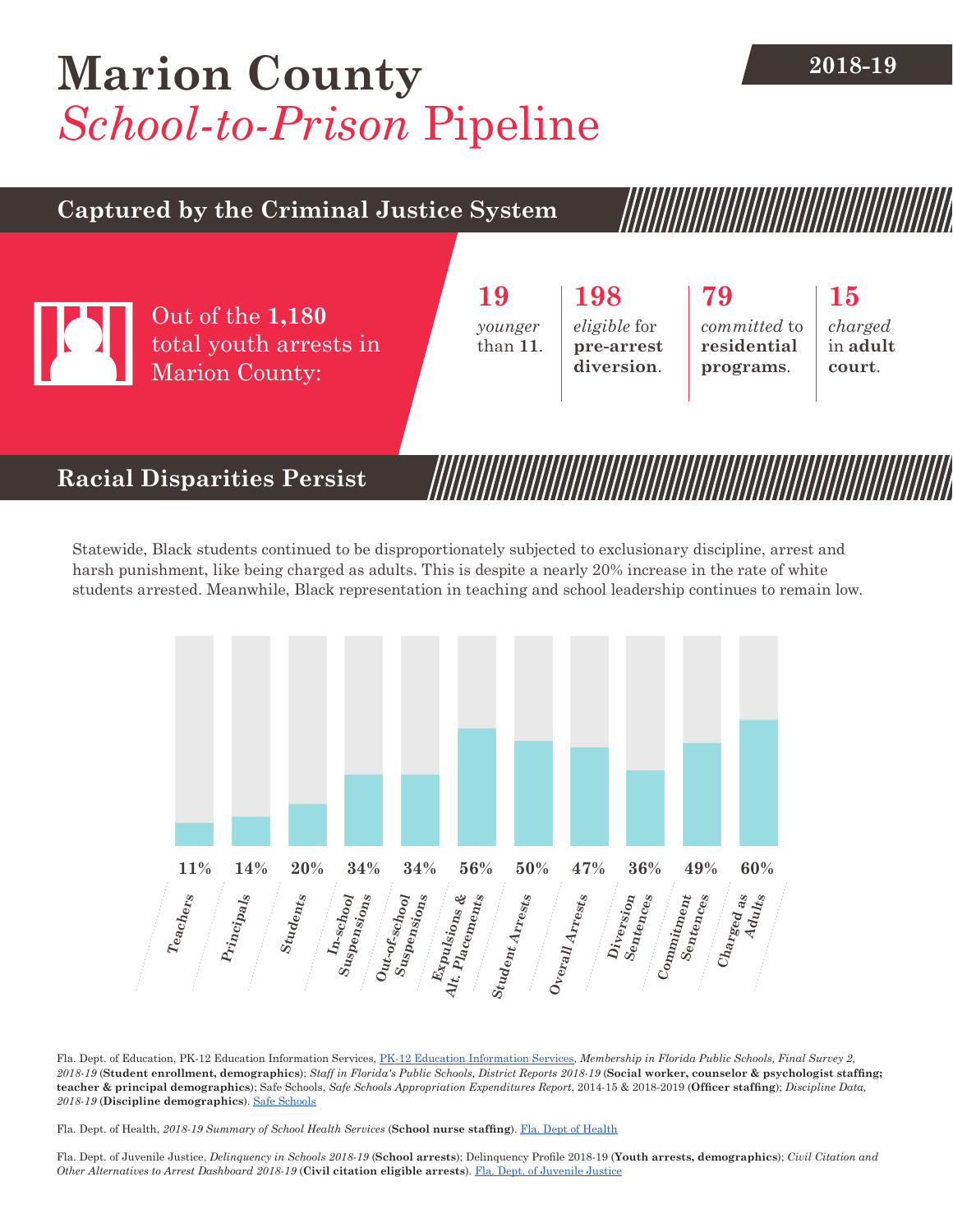# Marion County *School-to-Prison* Pipeline

2018-19

## Captured by the Criminal Justice System

Out of the **1,180** total youth arrests in Marion County:

**19** *younger* than **11**.

**198** *eligible* for **pre-arrest diversion**.

**79** *committed* to **residential programs**.

**15** *charged* in **adult court**.

## Racial Disparities Persist

Statewide, Black students continued to be disproportionately subjected to exclusionary discipline, arrest and harsh punishment, like being charged as adults. This is despite a nearly 20% increase in the rate of white students arrested. Meanwhile, Black representation in teaching and school leadership continues to remain low.

11% Teachers

14% Principals

20% Students

34% In-school Suspensions

34% Out-of-school Suspensions

56% Expulsions & Alt. Placements

50% Student Arrests

47% Overall Arrests

36% Diversion Sentences

49% Commitment Sentences

60% Charged as Adults

Fla. Dept. of Education, PK-12 Education Information Services, PK-12 Education Information Services, *Membership in Florida Public Schools, Final Survey 2, 2018-19* (**Student enrollment, demographics**); *Staff in Florida's Public Schools, District Reports 2018-19* (**Social worker, counselor & psychologist staffing; teacher & principal demographics**); Safe Schools, *Safe Schools Appropriation Expenditures Report*, 2014-15 & 2018-2019 (**Officer staffing**); *Discipline Data, 2018-19* (**Discipline demographics**). Safe Schools

Fla. Dept. of Health, *2018-19 Summary of School Health Services* (**School nurse staffing**). Fla. Dept of Health

Fla. Dept. of Juvenile Justice, *Delinquency in Schools 2018-19* (**School arrests**); Delinquency Profile 2018-19 (**Youth arrests, demographics**); *Civil Citation and Other Alternatives to Arrest Dashboard 2018-19* (**Civil citation eligible arrests**). Fla. Dept. of Juvenile Justice